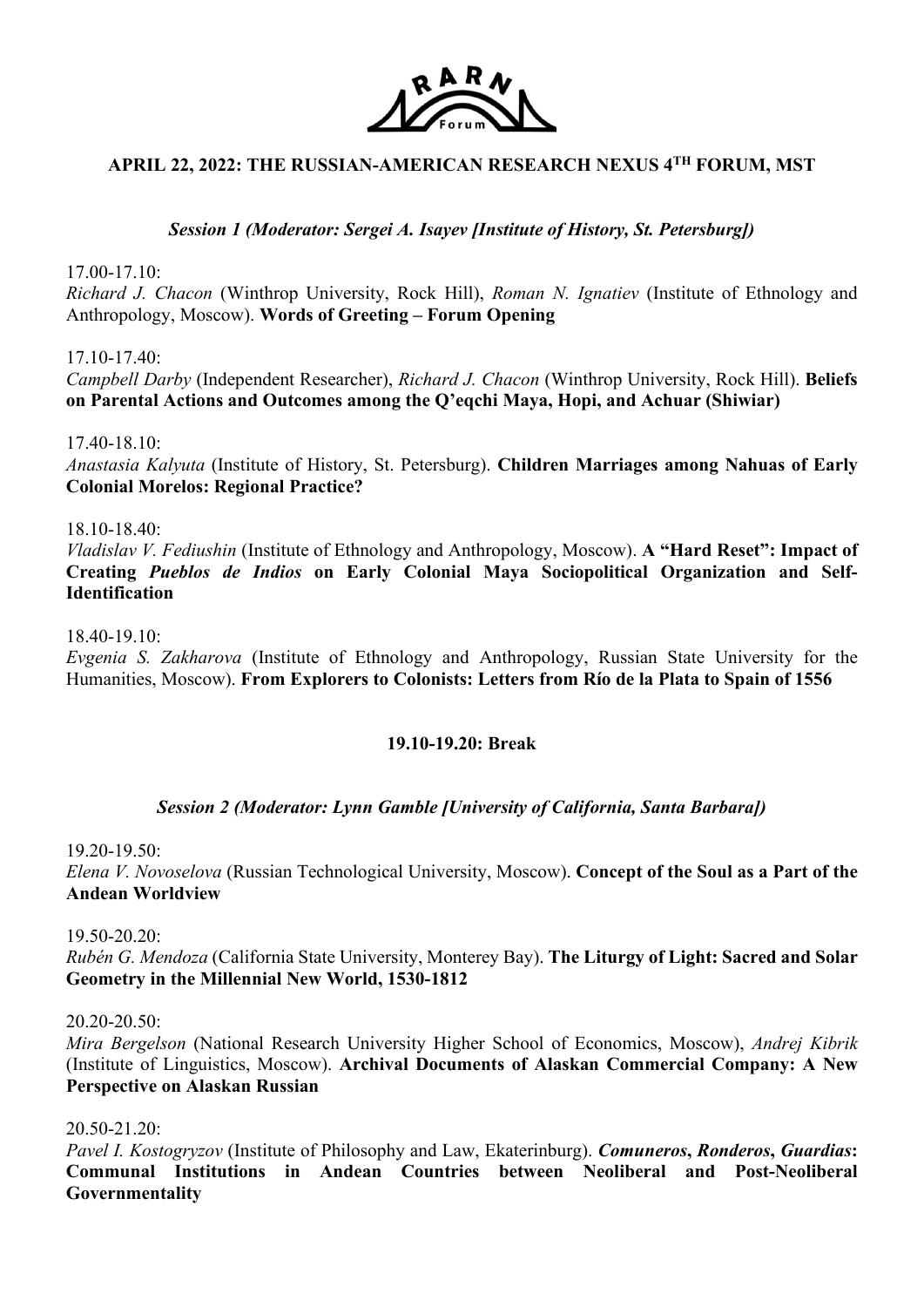RARN Forum

## APRIL 22, 2022: THE RUSSIAN-AMERICAN RESEARCH NEXUS 4TH FORUM, MST

### *Session 1 (Moderator: Sergei A. Isayev [Institute of History, St. Petersburg])*

17.00-17.10:
*Richard J. Chacon* (Winthrop University, Rock Hill), *Roman N. Ignatiev* (Institute of Ethnology and Anthropology, Moscow). **Words of Greeting – Forum Opening**

17.10-17.40:
*Campbell Darby* (Independent Researcher), *Richard J. Chacon* (Winthrop University, Rock Hill). **Beliefs on Parental Actions and Outcomes among the Q'eqchi Maya, Hopi, and Achuar (Shiwiar)**

17.40-18.10:
*Anastasia Kalyuta* (Institute of History, St. Petersburg). **Children Marriages among Nahuas of Early Colonial Morelos: Regional Practice?**

18.10-18.40:
*Vladislav V. Fediushin* (Institute of Ethnology and Anthropology, Moscow). **A "Hard Reset": Impact of Creating *Pueblos de Indios* on Early Colonial Maya Sociopolitical Organization and Self-Identification**

18.40-19.10:
*Evgenia S. Zakharova* (Institute of Ethnology and Anthropology, Russian State University for the Humanities, Moscow). **From Explorers to Colonists: Letters from Río de la Plata to Spain of 1556**

**19.10-19.20: Break**

### *Session 2 (Moderator: Lynn Gamble [University of California, Santa Barbara])*

19.20-19.50:
*Elena V. Novoselova* (Russian Technological University, Moscow). **Concept of the Soul as a Part of the Andean Worldview**

19.50-20.20:
*Rubén G. Mendoza* (California State University, Monterey Bay). **The Liturgy of Light: Sacred and Solar Geometry in the Millennial New World, 1530-1812**

20.20-20.50:
*Mira Bergelson* (National Research University Higher School of Economics, Moscow), *Andrej Kibrik* (Institute of Linguistics, Moscow). **Archival Documents of Alaskan Commercial Company: A New Perspective on Alaskan Russian**

20.50-21.20:
*Pavel I. Kostogryzov* (Institute of Philosophy and Law, Ekaterinburg). ***Comuneros*, *Ronderos*, *Guardias*: Communal Institutions in Andean Countries between Neoliberal and Post-Neoliberal Governmentality**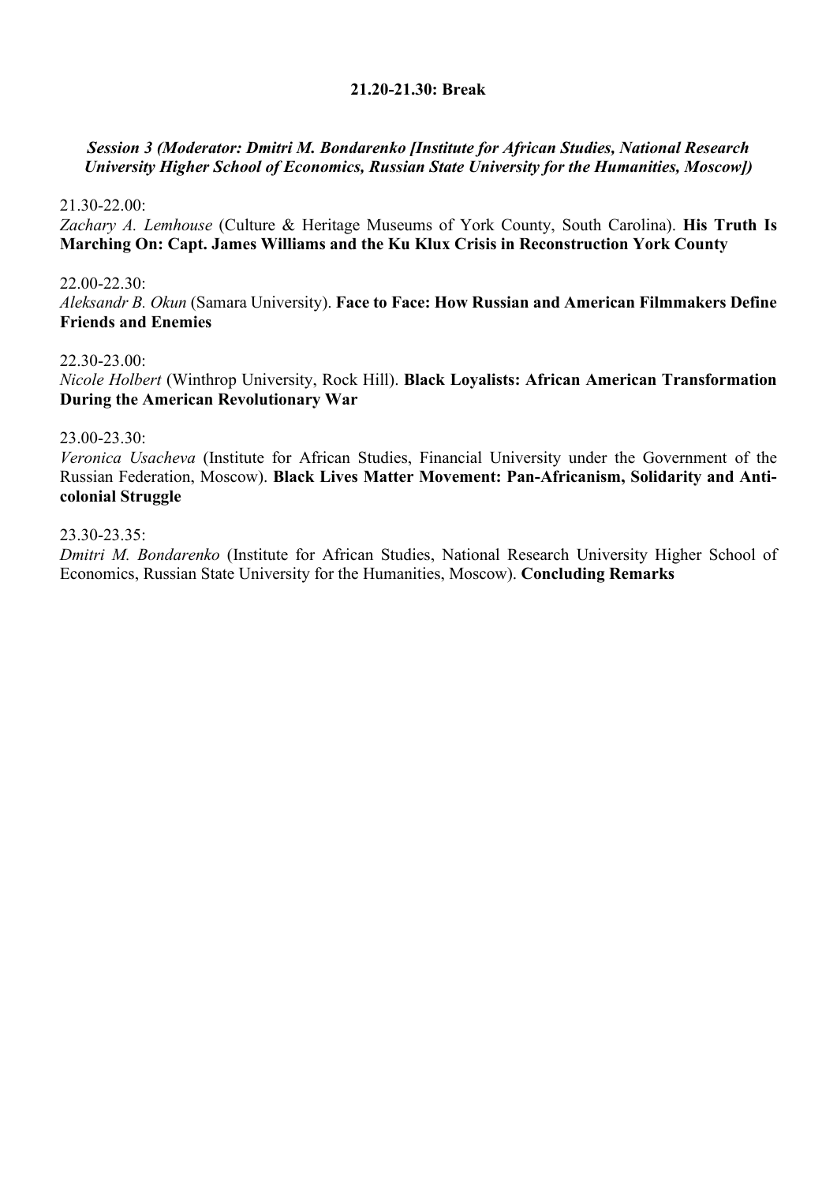**21.20-21.30: Break**

***Session 3 (Moderator: Dmitri M. Bondarenko [Institute for African Studies, National Research University Higher School of Economics, Russian State University for the Humanities, Moscow])***

21.30-22.00:
*Zachary A. Lemhouse* (Culture & Heritage Museums of York County, South Carolina). **His Truth Is Marching On: Capt. James Williams and the Ku Klux Crisis in Reconstruction York County**

22.00-22.30:
*Aleksandr B. Okun* (Samara University). **Face to Face: How Russian and American Filmmakers Define Friends and Enemies**

22.30-23.00:
*Nicole Holbert* (Winthrop University, Rock Hill). **Black Loyalists: African American Transformation During the American Revolutionary War**

23.00-23.30:
*Veronica Usacheva* (Institute for African Studies, Financial University under the Government of the Russian Federation, Moscow). **Black Lives Matter Movement: Pan-Africanism, Solidarity and Anti-colonial Struggle**

23.30-23.35:
*Dmitri M. Bondarenko* (Institute for African Studies, National Research University Higher School of Economics, Russian State University for the Humanities, Moscow). **Concluding Remarks**